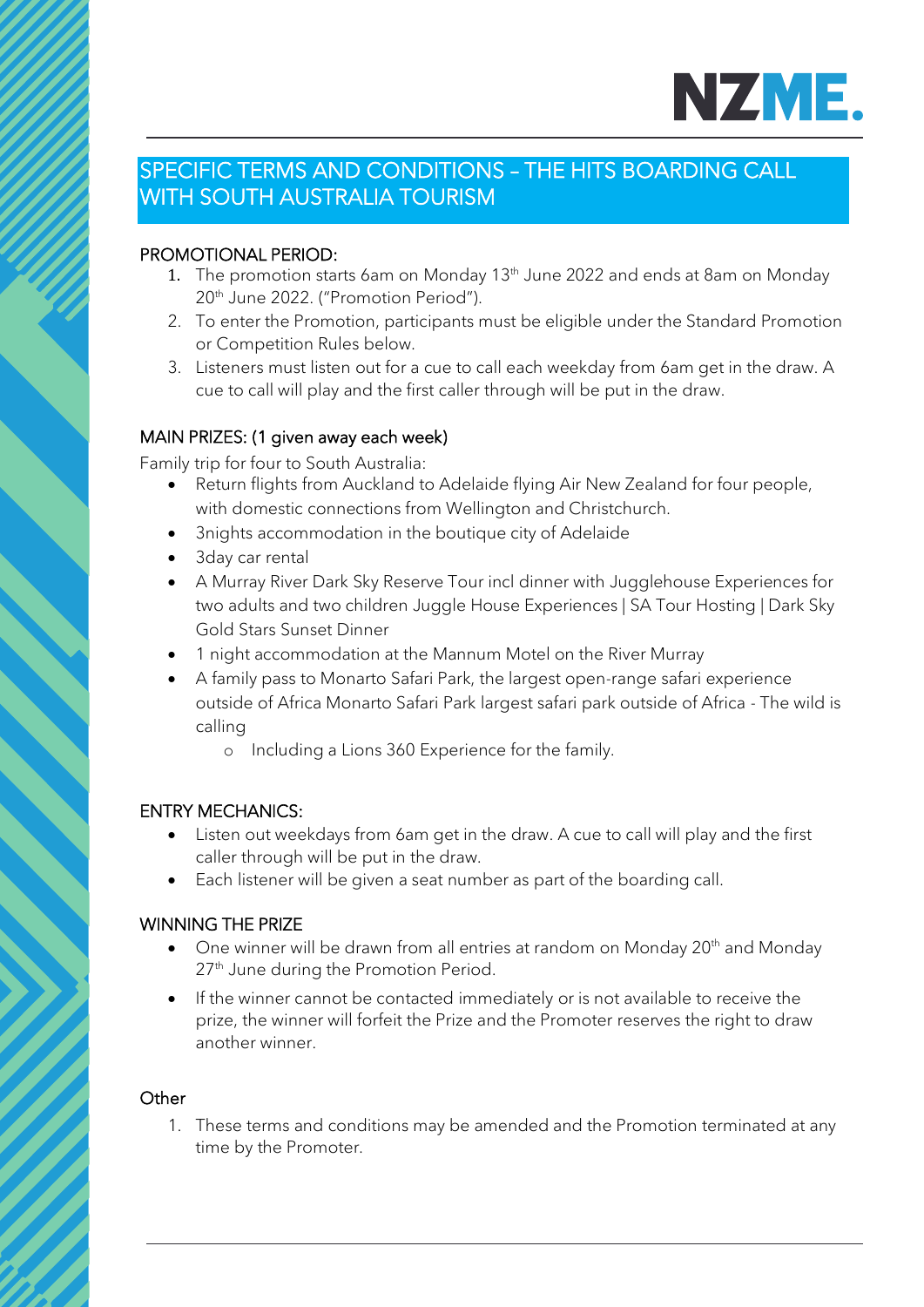NZME.

# SPECIFIC TERMS AND CONDITIONS – THE HITS BOARDING CALL WITH SOUTH AUSTRALIA TOURISM

## PROMOTIONAL PERIOD:

1. The promotion starts 6am on Monday 13th June 2022 and ends at 8am on Monday 20th June 2022. ("Promotion Period").
2. To enter the Promotion, participants must be eligible under the Standard Promotion or Competition Rules below.
3. Listeners must listen out for a cue to call each weekday from 6am get in the draw. A cue to call will play and the first caller through will be put in the draw.

## MAIN PRIZES: (1 given away each week)

Family trip for four to South Australia:

- Return flights from Auckland to Adelaide flying Air New Zealand for four people, with domestic connections from Wellington and Christchurch.
- 3nights accommodation in the boutique city of Adelaide
- 3day car rental
- A Murray River Dark Sky Reserve Tour incl dinner with Jugglehouse Experiences for two adults and two children Juggle House Experiences | SA Tour Hosting | Dark Sky Gold Stars Sunset Dinner
- 1 night accommodation at the Mannum Motel on the River Murray
- A family pass to Monarto Safari Park, the largest open-range safari experience outside of Africa Monarto Safari Park largest safari park outside of Africa - The wild is calling
  - Including a Lions 360 Experience for the family.

## ENTRY MECHANICS:

- Listen out weekdays from 6am get in the draw. A cue to call will play and the first caller through will be put in the draw.
- Each listener will be given a seat number as part of the boarding call.

## WINNING THE PRIZE

- One winner will be drawn from all entries at random on Monday 20th and Monday 27th June during the Promotion Period.
- If the winner cannot be contacted immediately or is not available to receive the prize, the winner will forfeit the Prize and the Promoter reserves the right to draw another winner.

## Other

1. These terms and conditions may be amended and the Promotion terminated at any time by the Promoter.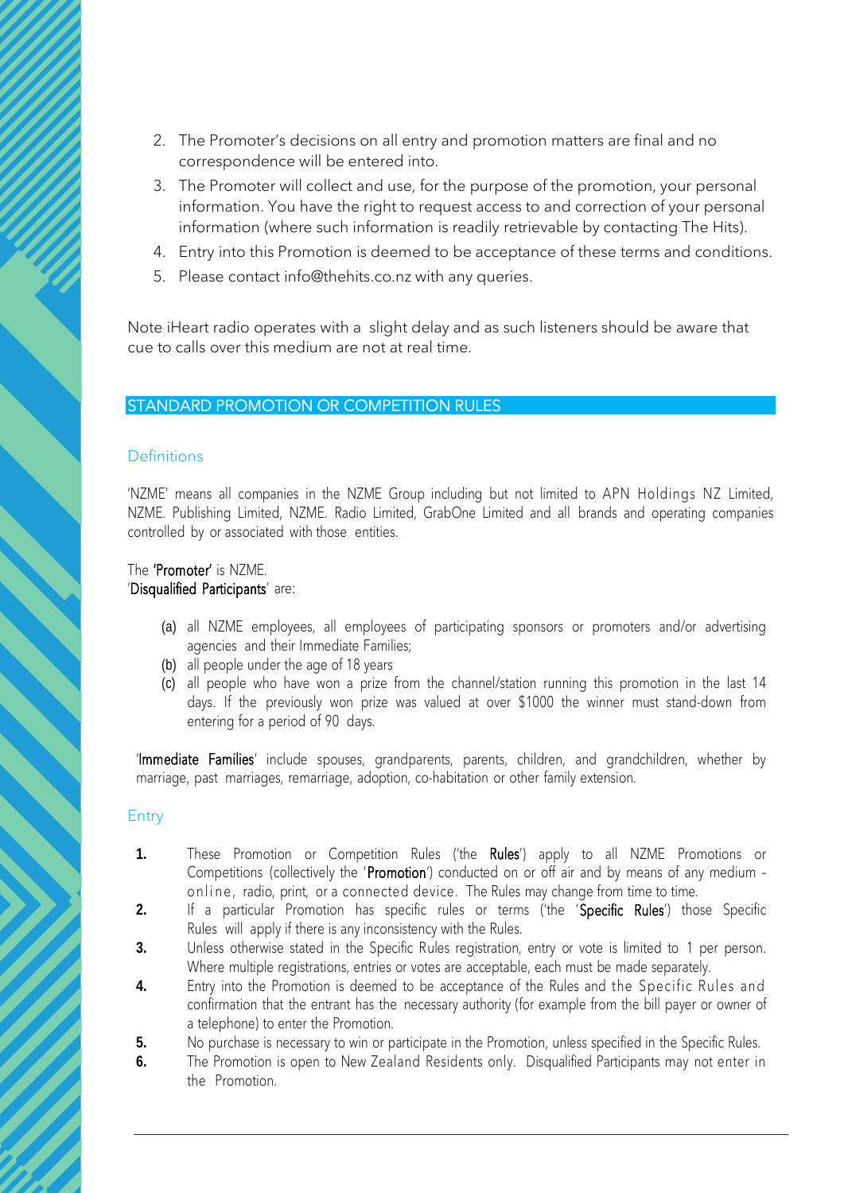2. The Promoter's decisions on all entry and promotion matters are final and no correspondence will be entered into.
3. The Promoter will collect and use, for the purpose of the promotion, your personal information. You have the right to request access to and correction of your personal information (where such information is readily retrievable by contacting The Hits).
4. Entry into this Promotion is deemed to be acceptance of these terms and conditions.
5. Please contact info@thehits.co.nz with any queries.

Note iHeart radio operates with a slight delay and as such listeners should be aware that cue to calls over this medium are not at real time.

## STANDARD PROMOTION OR COMPETITION RULES

### Definitions

'NZME' means all companies in the NZME Group including but not limited to APN Holdings NZ Limited, NZME. Publishing Limited, NZME. Radio Limited, GrabOne Limited and all brands and operating companies controlled by or associated with those entities.

The **'Promoter'** is NZME.
'**Disqualified Participants**' are:

(a) all NZME employees, all employees of participating sponsors or promoters and/or advertising agencies and their Immediate Families;
(b) all people under the age of 18 years
(c) all people who have won a prize from the channel/station running this promotion in the last 14 days. If the previously won prize was valued at over $1000 the winner must stand-down from entering for a period of 90 days.

'**Immediate Families**' include spouses, grandparents, parents, children, and grandchildren, whether by marriage, past marriages, remarriage, adoption, co-habitation or other family extension.

### Entry

**1.** These Promotion or Competition Rules ('the **Rules**') apply to all NZME Promotions or Competitions (collectively the '**Promotion**') conducted on or off air and by means of any medium - online, radio, print, or a connected device. The Rules may change from time to time.

**2.** If a particular Promotion has specific rules or terms ('the '**Specific Rules**') those Specific Rules will apply if there is any inconsistency with the Rules.

**3.** Unless otherwise stated in the Specific Rules registration, entry or vote is limited to 1 per person. Where multiple registrations, entries or votes are acceptable, each must be made separately.

**4.** Entry into the Promotion is deemed to be acceptance of the Rules and the Specific Rules and confirmation that the entrant has the necessary authority (for example from the bill payer or owner of a telephone) to enter the Promotion.

**5.** No purchase is necessary to win or participate in the Promotion, unless specified in the Specific Rules.

**6.** The Promotion is open to New Zealand Residents only. Disqualified Participants may not enter in the Promotion.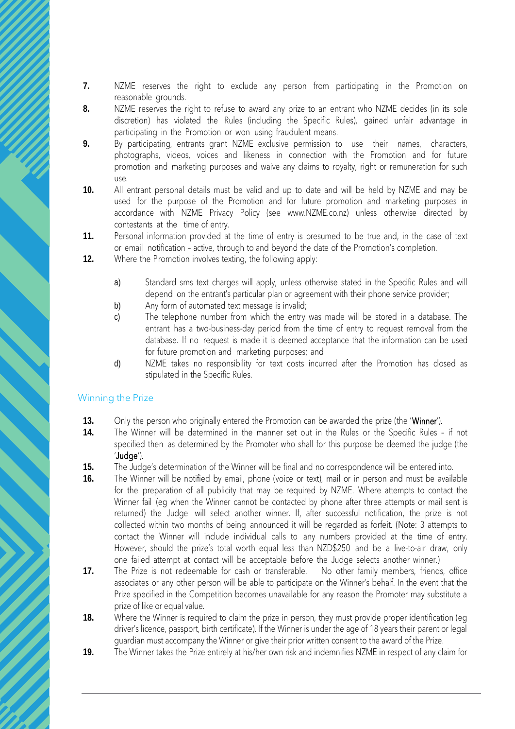7. NZME reserves the right to exclude any person from participating in the Promotion on reasonable grounds.
8. NZME reserves the right to refuse to award any prize to an entrant who NZME decides (in its sole discretion) has violated the Rules (including the Specific Rules), gained unfair advantage in participating in the Promotion or won using fraudulent means.
9. By participating, entrants grant NZME exclusive permission to use their names, characters, photographs, videos, voices and likeness in connection with the Promotion and for future promotion and marketing purposes and waive any claims to royalty, right or remuneration for such use.
10. All entrant personal details must be valid and up to date and will be held by NZME and may be used for the purpose of the Promotion and for future promotion and marketing purposes in accordance with NZME Privacy Policy (see www.NZME.co.nz) unless otherwise directed by contestants at the time of entry.
11. Personal information provided at the time of entry is presumed to be true and, in the case of text or email notification - active, through to and beyond the date of the Promotion's completion.
12. Where the Promotion involves texting, the following apply:

    a) Standard sms text charges will apply, unless otherwise stated in the Specific Rules and will depend on the entrant's particular plan or agreement with their phone service provider;
    b) Any form of automated text message is invalid;
    c) The telephone number from which the entry was made will be stored in a database. The entrant has a two-business-day period from the time of entry to request removal from the database. If no request is made it is deemed acceptance that the information can be used for future promotion and marketing purposes; and
    d) NZME takes no responsibility for text costs incurred after the Promotion has closed as stipulated in the Specific Rules.

## Winning the Prize

13. Only the person who originally entered the Promotion can be awarded the prize (the '**Winner**').
14. The Winner will be determined in the manner set out in the Rules or the Specific Rules - if not specified then as determined by the Promoter who shall for this purpose be deemed the judge (the '**Judge**').
15. The Judge's determination of the Winner will be final and no correspondence will be entered into.
16. The Winner will be notified by email, phone (voice or text), mail or in person and must be available for the preparation of all publicity that may be required by NZME. Where attempts to contact the Winner fail (eg when the Winner cannot be contacted by phone after three attempts or mail sent is returned) the Judge will select another winner. If, after successful notification, the prize is not collected within two months of being announced it will be regarded as forfeit. (Note: 3 attempts to contact the Winner will include individual calls to any numbers provided at the time of entry. However, should the prize's total worth equal less than NZD$250 and be a live-to-air draw, only one failed attempt at contact will be acceptable before the Judge selects another winner.)
17. The Prize is not redeemable for cash or transferable. No other family members, friends, office associates or any other person will be able to participate on the Winner's behalf. In the event that the Prize specified in the Competition becomes unavailable for any reason the Promoter may substitute a prize of like or equal value.
18. Where the Winner is required to claim the prize in person, they must provide proper identification (eg driver's licence, passport, birth certificate). If the Winner is under the age of 18 years their parent or legal guardian must accompany the Winner or give their prior written consent to the award of the Prize.
19. The Winner takes the Prize entirely at his/her own risk and indemnifies NZME in respect of any claim for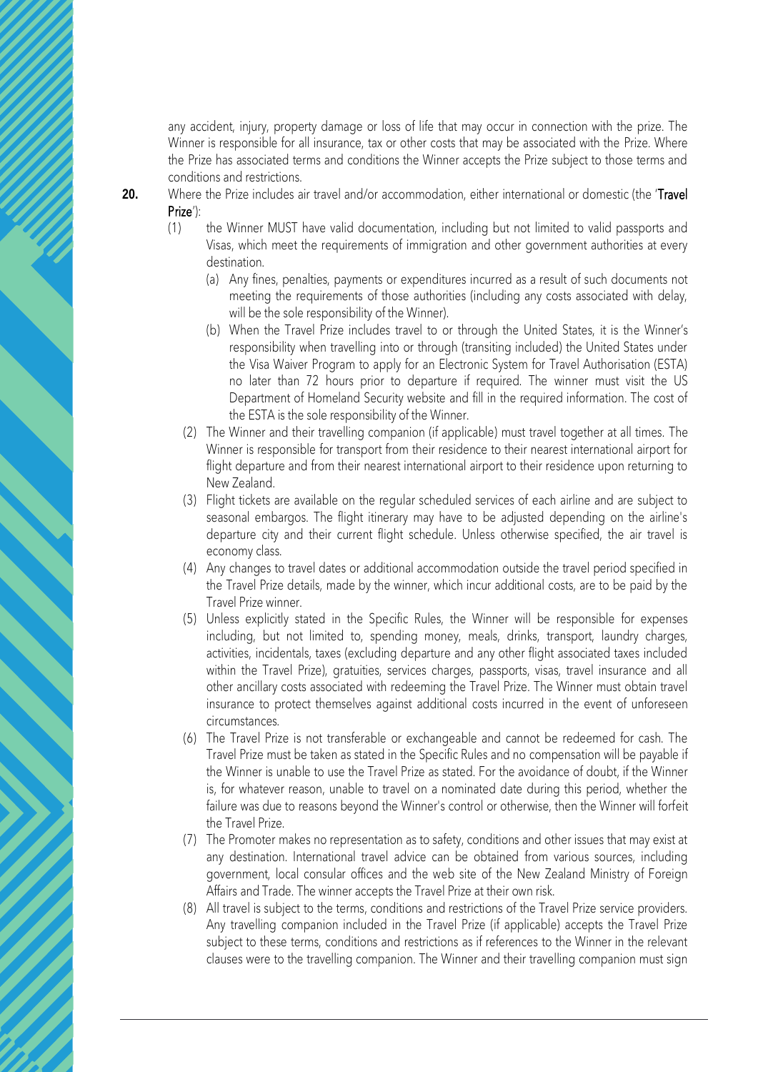any accident, injury, property damage or loss of life that may occur in connection with the prize. The Winner is responsible for all insurance, tax or other costs that may be associated with the Prize. Where the Prize has associated terms and conditions the Winner accepts the Prize subject to those terms and conditions and restrictions.

**20.** Where the Prize includes air travel and/or accommodation, either international or domestic (the '**Travel Prize**'):

(1) the Winner MUST have valid documentation, including but not limited to valid passports and Visas, which meet the requirements of immigration and other government authorities at every destination.

  (a) Any fines, penalties, payments or expenditures incurred as a result of such documents not meeting the requirements of those authorities (including any costs associated with delay, will be the sole responsibility of the Winner).

  (b) When the Travel Prize includes travel to or through the United States, it is the Winner's responsibility when travelling into or through (transiting included) the United States under the Visa Waiver Program to apply for an Electronic System for Travel Authorisation (ESTA) no later than 72 hours prior to departure if required. The winner must visit the US Department of Homeland Security website and fill in the required information. The cost of the ESTA is the sole responsibility of the Winner.

(2) The Winner and their travelling companion (if applicable) must travel together at all times. The Winner is responsible for transport from their residence to their nearest international airport for flight departure and from their nearest international airport to their residence upon returning to New Zealand.

(3) Flight tickets are available on the regular scheduled services of each airline and are subject to seasonal embargos. The flight itinerary may have to be adjusted depending on the airline's departure city and their current flight schedule. Unless otherwise specified, the air travel is economy class.

(4) Any changes to travel dates or additional accommodation outside the travel period specified in the Travel Prize details, made by the winner, which incur additional costs, are to be paid by the Travel Prize winner.

(5) Unless explicitly stated in the Specific Rules, the Winner will be responsible for expenses including, but not limited to, spending money, meals, drinks, transport, laundry charges, activities, incidentals, taxes (excluding departure and any other flight associated taxes included within the Travel Prize), gratuities, services charges, passports, visas, travel insurance and all other ancillary costs associated with redeeming the Travel Prize. The Winner must obtain travel insurance to protect themselves against additional costs incurred in the event of unforeseen circumstances.

(6) The Travel Prize is not transferable or exchangeable and cannot be redeemed for cash. The Travel Prize must be taken as stated in the Specific Rules and no compensation will be payable if the Winner is unable to use the Travel Prize as stated. For the avoidance of doubt, if the Winner is, for whatever reason, unable to travel on a nominated date during this period, whether the failure was due to reasons beyond the Winner's control or otherwise, then the Winner will forfeit the Travel Prize.

(7) The Promoter makes no representation as to safety, conditions and other issues that may exist at any destination. International travel advice can be obtained from various sources, including government, local consular offices and the web site of the New Zealand Ministry of Foreign Affairs and Trade. The winner accepts the Travel Prize at their own risk.

(8) All travel is subject to the terms, conditions and restrictions of the Travel Prize service providers. Any travelling companion included in the Travel Prize (if applicable) accepts the Travel Prize subject to these terms, conditions and restrictions as if references to the Winner in the relevant clauses were to the travelling companion. The Winner and their travelling companion must sign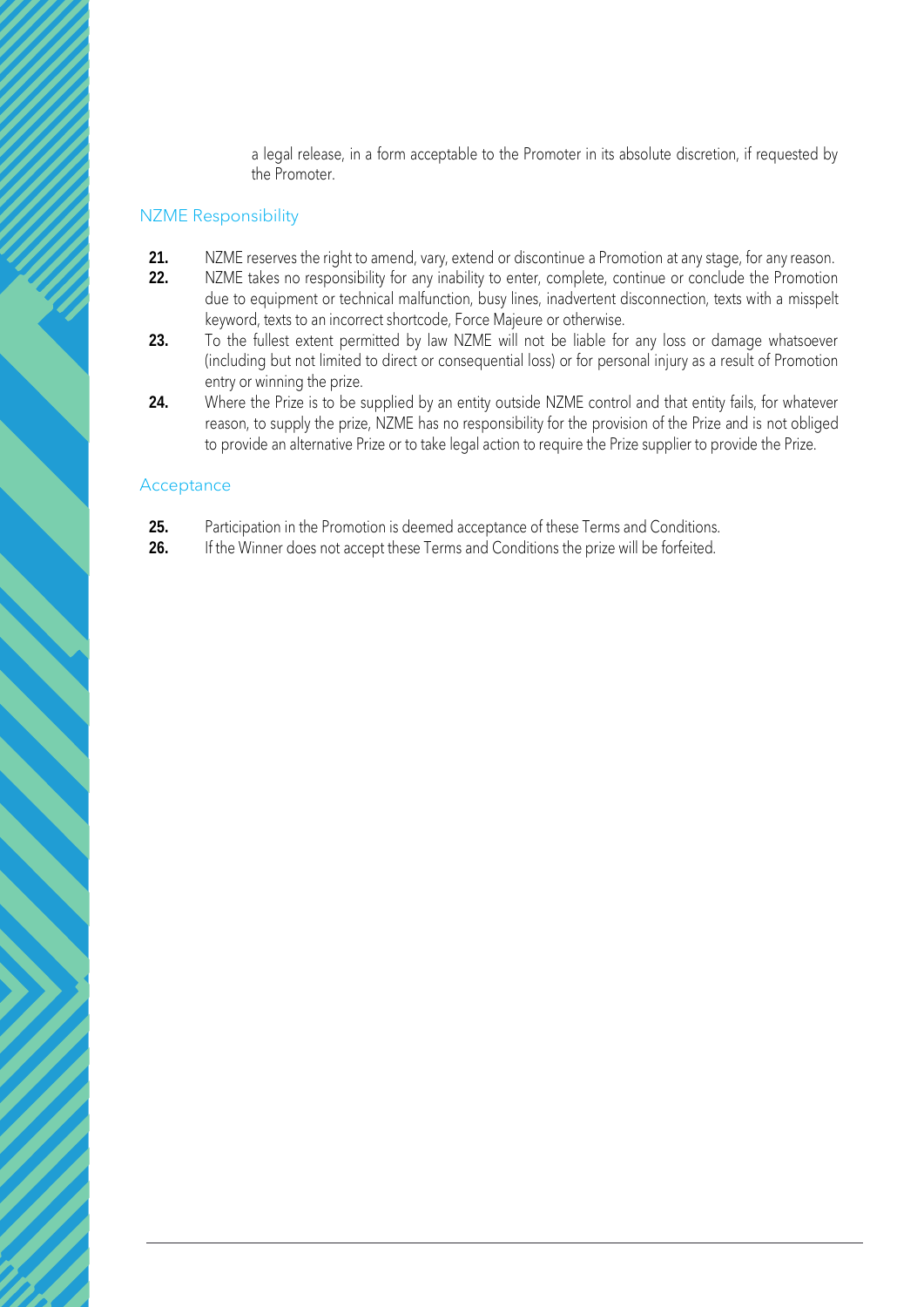a legal release, in a form acceptable to the Promoter in its absolute discretion, if requested by the Promoter.

## NZME Responsibility

21. NZME reserves the right to amend, vary, extend or discontinue a Promotion at any stage, for any reason.
22. NZME takes no responsibility for any inability to enter, complete, continue or conclude the Promotion due to equipment or technical malfunction, busy lines, inadvertent disconnection, texts with a misspelt keyword, texts to an incorrect shortcode, Force Majeure or otherwise.
23. To the fullest extent permitted by law NZME will not be liable for any loss or damage whatsoever (including but not limited to direct or consequential loss) or for personal injury as a result of Promotion entry or winning the prize.
24. Where the Prize is to be supplied by an entity outside NZME control and that entity fails, for whatever reason, to supply the prize, NZME has no responsibility for the provision of the Prize and is not obliged to provide an alternative Prize or to take legal action to require the Prize supplier to provide the Prize.

## Acceptance

25. Participation in the Promotion is deemed acceptance of these Terms and Conditions.
26. If the Winner does not accept these Terms and Conditions the prize will be forfeited.